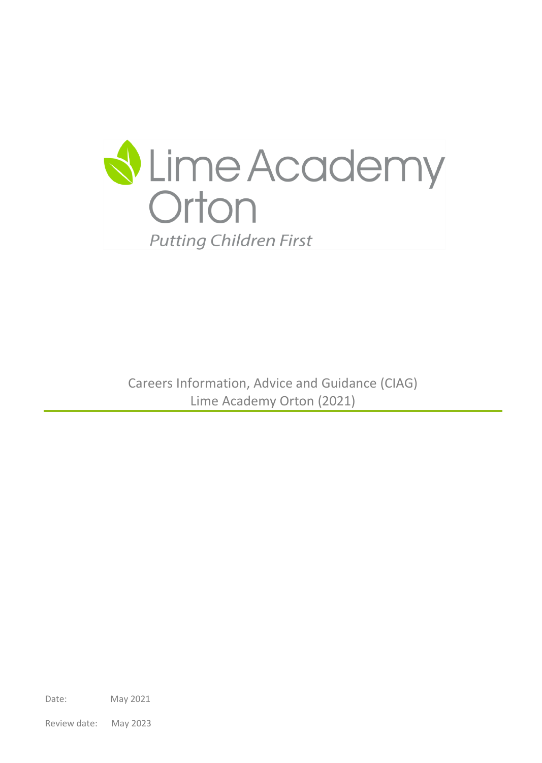# Lime Academy Orton

*Putting Children First*

Careers Information, Advice and Guidance (CIAG)
Lime Academy Orton (2021)

---

Date: May 2021

Review date: May 2023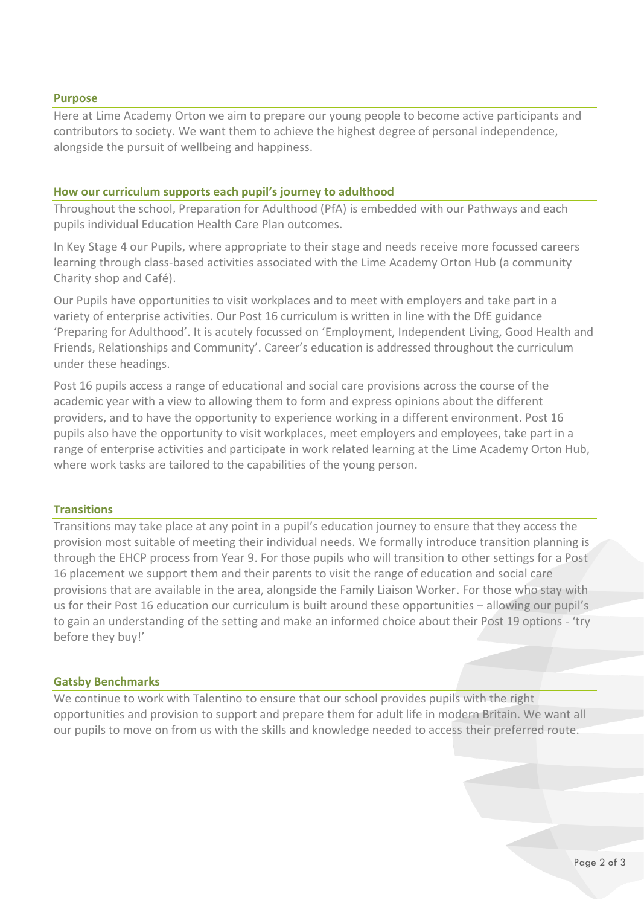## Purpose

Here at Lime Academy Orton we aim to prepare our young people to become active participants and contributors to society. We want them to achieve the highest degree of personal independence, alongside the pursuit of wellbeing and happiness.

## How our curriculum supports each pupil's journey to adulthood

Throughout the school, Preparation for Adulthood (PfA) is embedded with our Pathways and each pupils individual Education Health Care Plan outcomes.

In Key Stage 4 our Pupils, where appropriate to their stage and needs receive more focussed careers learning through class-based activities associated with the Lime Academy Orton Hub (a community Charity shop and Café).

Our Pupils have opportunities to visit workplaces and to meet with employers and take part in a variety of enterprise activities. Our Post 16 curriculum is written in line with the DfE guidance 'Preparing for Adulthood'. It is acutely focussed on 'Employment, Independent Living, Good Health and Friends, Relationships and Community'. Career's education is addressed throughout the curriculum under these headings.

Post 16 pupils access a range of educational and social care provisions across the course of the academic year with a view to allowing them to form and express opinions about the different providers, and to have the opportunity to experience working in a different environment. Post 16 pupils also have the opportunity to visit workplaces, meet employers and employees, take part in a range of enterprise activities and participate in work related learning at the Lime Academy Orton Hub, where work tasks are tailored to the capabilities of the young person.

## Transitions

Transitions may take place at any point in a pupil's education journey to ensure that they access the provision most suitable of meeting their individual needs. We formally introduce transition planning is through the EHCP process from Year 9. For those pupils who will transition to other settings for a Post 16 placement we support them and their parents to visit the range of education and social care provisions that are available in the area, alongside the Family Liaison Worker. For those who stay with us for their Post 16 education our curriculum is built around these opportunities – allowing our pupil's to gain an understanding of the setting and make an informed choice about their Post 19 options - 'try before they buy!'

## Gatsby Benchmarks

We continue to work with Talentino to ensure that our school provides pupils with the right opportunities and provision to support and prepare them for adult life in modern Britain. We want all our pupils to move on from us with the skills and knowledge needed to access their preferred route.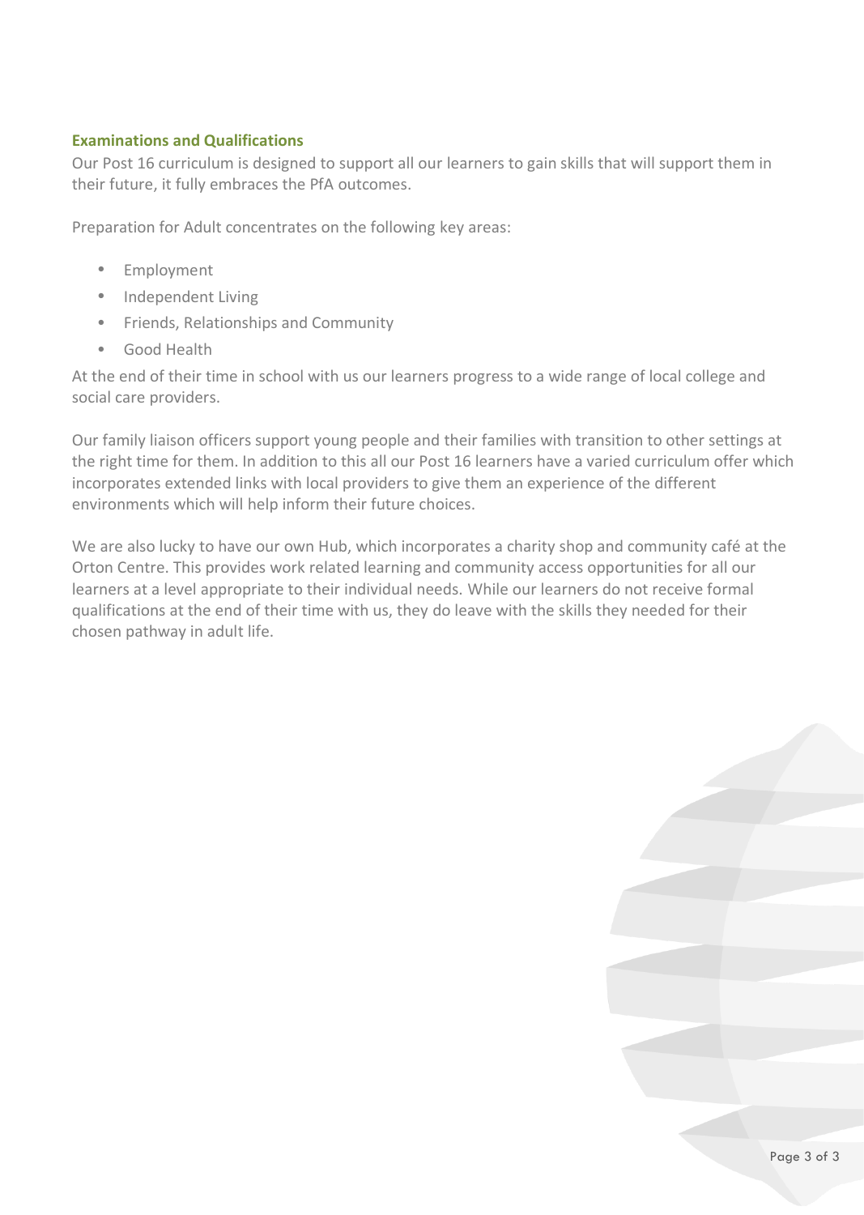## Examinations and Qualifications

Our Post 16 curriculum is designed to support all our learners to gain skills that will support them in their future, it fully embraces the PfA outcomes.

Preparation for Adult concentrates on the following key areas:

- Employment
- Independent Living
- Friends, Relationships and Community
- Good Health

At the end of their time in school with us our learners progress to a wide range of local college and social care providers.

Our family liaison officers support young people and their families with transition to other settings at the right time for them. In addition to this all our Post 16 learners have a varied curriculum offer which incorporates extended links with local providers to give them an experience of the different environments which will help inform their future choices.

We are also lucky to have our own Hub, which incorporates a charity shop and community café at the Orton Centre. This provides work related learning and community access opportunities for all our learners at a level appropriate to their individual needs. While our learners do not receive formal qualifications at the end of their time with us, they do leave with the skills they needed for their chosen pathway in adult life.